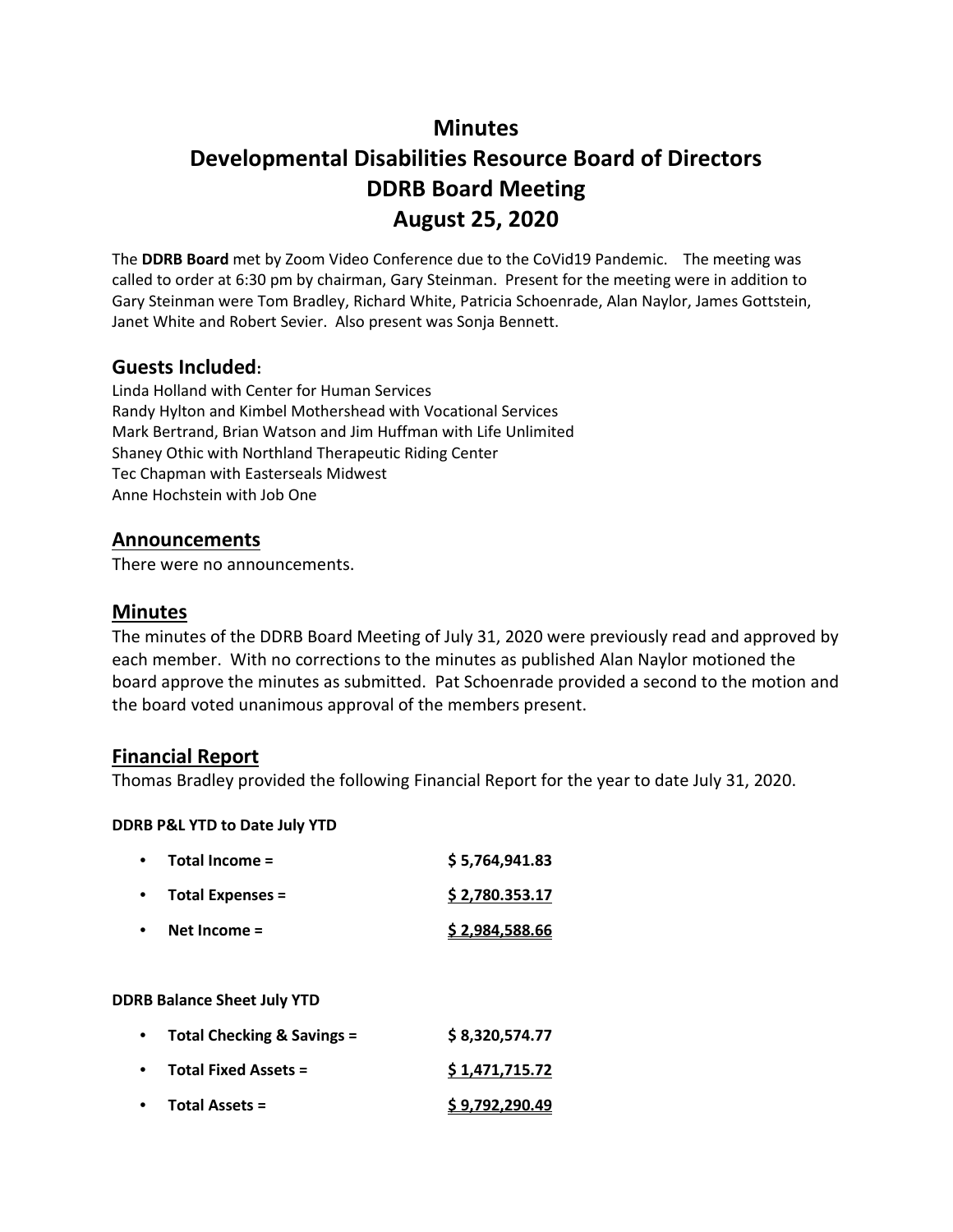# Minutes
# Developmental Disabilities Resource Board of Directors
# DDRB Board Meeting
# August 25, 2020

The **DDRB Board** met by Zoom Video Conference due to the CoVid19 Pandemic. The meeting was called to order at 6:30 pm by chairman, Gary Steinman. Present for the meeting were in addition to Gary Steinman were Tom Bradley, Richard White, Patricia Schoenrade, Alan Naylor, James Gottstein, Janet White and Robert Sevier. Also present was Sonja Bennett.

## Guests Included:

Linda Holland with Center for Human Services
Randy Hylton and Kimbel Mothershead with Vocational Services
Mark Bertrand, Brian Watson and Jim Huffman with Life Unlimited
Shaney Othic with Northland Therapeutic Riding Center
Tec Chapman with Easterseals Midwest
Anne Hochstein with Job One

## Announcements

There were no announcements.

## Minutes

The minutes of the DDRB Board Meeting of July 31, 2020 were previously read and approved by each member. With no corrections to the minutes as published Alan Naylor motioned the board approve the minutes as submitted. Pat Schoenrade provided a second to the motion and the board voted unanimous approval of the members present.

## Financial Report

Thomas Bradley provided the following Financial Report for the year to date July 31, 2020.

**DDRB P&L YTD to Date July YTD**

- **Total Income =** $ 5,764,941.83
- **Total Expenses =** $ 2,780.353.17
- **Net Income =** $ 2,984,588.66

**DDRB Balance Sheet July YTD**

- **Total Checking & Savings =** $ 8,320,574.77
- **Total Fixed Assets =** $ 1,471,715.72
- **Total Assets =** $ 9,792,290.49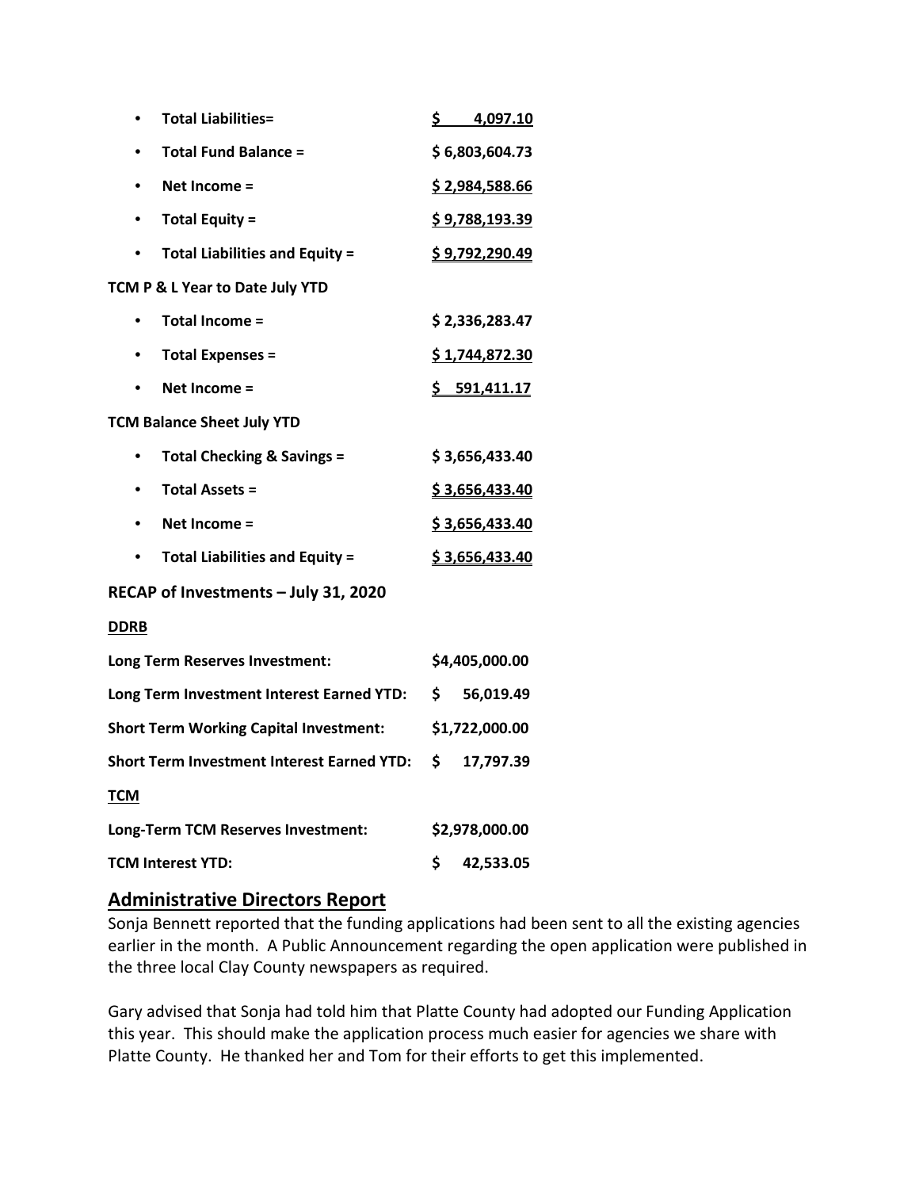- **Total Liabilities=** $\quad$ **$ 4,097.10**
- **Total Fund Balance =** $\quad$ **$ 6,803,604.73**
- **Net Income =** $\quad$ **$ 2,984,588.66**
- **Total Equity =** $\quad$ **$ 9,788,193.39**
- **Total Liabilities and Equity =** $\quad$ **$ 9,792,290.49**

**TCM P & L Year to Date July YTD**

- **Total Income =** $\quad$ **$ 2,336,283.47**
- **Total Expenses =** $\quad$ **$ 1,744,872.30**
- **Net Income =** $\quad$ **$ 591,411.17**

**TCM Balance Sheet July YTD**

- **Total Checking & Savings =** $\quad$ **$ 3,656,433.40**
- **Total Assets =** $\quad$ **$ 3,656,433.40**
- **Net Income =** $\quad$ **$ 3,656,433.40**
- **Total Liabilities and Equity =** $\quad$ **$ 3,656,433.40**

**RECAP of Investments – July 31, 2020**

**DDRB**

| | |
|---|---|
| **Long Term Reserves Investment:** | **$4,405,000.00** |
| **Long Term Investment Interest Earned YTD:** | **$ 56,019.49** |
| **Short Term Working Capital Investment:** | **$1,722,000.00** |
| **Short Term Investment Interest Earned YTD:** | **$ 17,797.39** |

**TCM**

| | |
|---|---|
| **Long-Term TCM Reserves Investment:** | **$2,978,000.00** |
| **TCM Interest YTD:** | **$ 42,533.05** |

## Administrative Directors Report

Sonja Bennett reported that the funding applications had been sent to all the existing agencies earlier in the month. A Public Announcement regarding the open application were published in the three local Clay County newspapers as required.

Gary advised that Sonja had told him that Platte County had adopted our Funding Application this year. This should make the application process much easier for agencies we share with Platte County. He thanked her and Tom for their efforts to get this implemented.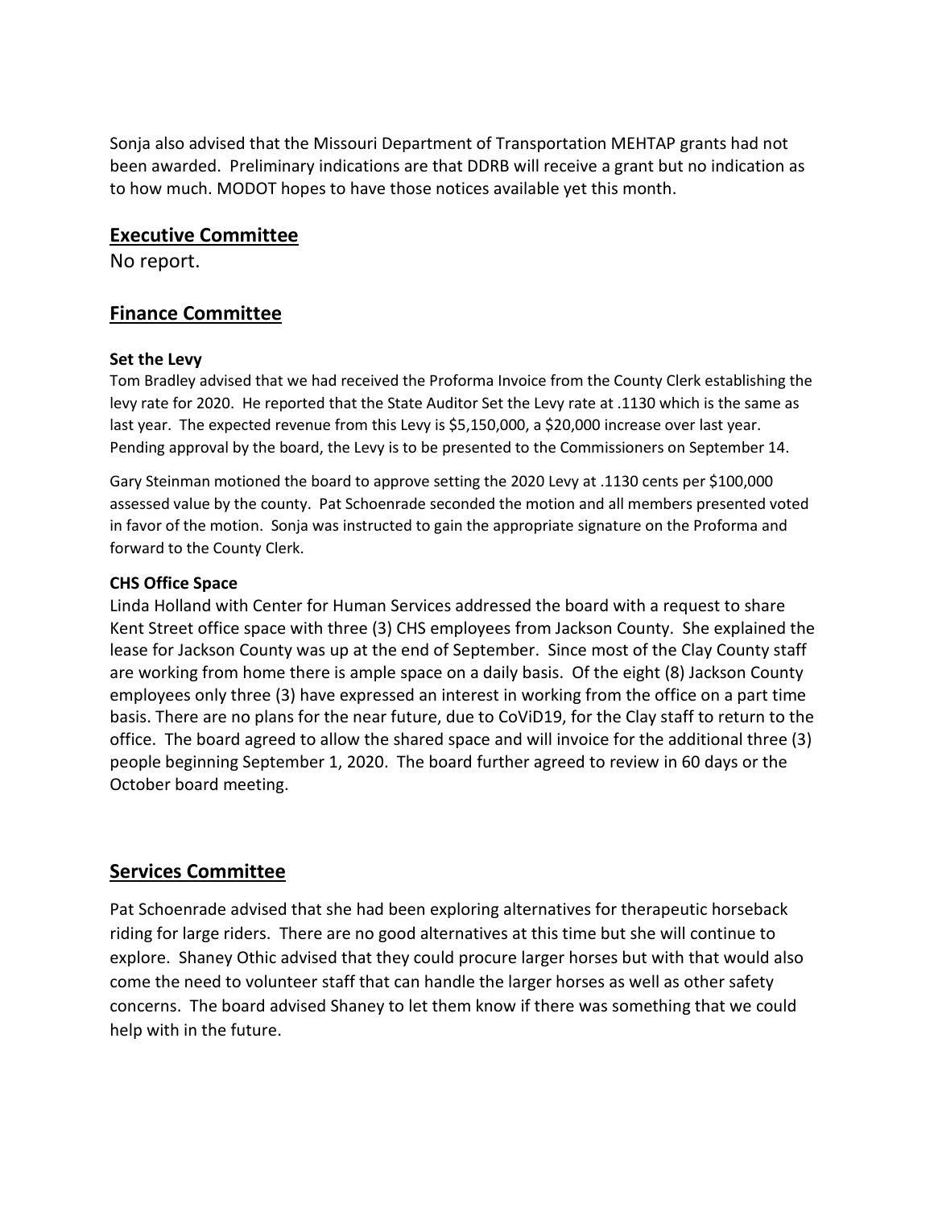Sonja also advised that the Missouri Department of Transportation MEHTAP grants had not been awarded. Preliminary indications are that DDRB will receive a grant but no indication as to how much. MODOT hopes to have those notices available yet this month.

## Executive Committee

No report.

## Finance Committee

### Set the Levy

Tom Bradley advised that we had received the Proforma Invoice from the County Clerk establishing the levy rate for 2020. He reported that the State Auditor Set the Levy rate at .1130 which is the same as last year. The expected revenue from this Levy is $5,150,000, a $20,000 increase over last year. Pending approval by the board, the Levy is to be presented to the Commissioners on September 14.

Gary Steinman motioned the board to approve setting the 2020 Levy at .1130 cents per $100,000 assessed value by the county. Pat Schoenrade seconded the motion and all members presented voted in favor of the motion. Sonja was instructed to gain the appropriate signature on the Proforma and forward to the County Clerk.

### CHS Office Space

Linda Holland with Center for Human Services addressed the board with a request to share Kent Street office space with three (3) CHS employees from Jackson County. She explained the lease for Jackson County was up at the end of September. Since most of the Clay County staff are working from home there is ample space on a daily basis. Of the eight (8) Jackson County employees only three (3) have expressed an interest in working from the office on a part time basis. There are no plans for the near future, due to CoViD19, for the Clay staff to return to the office. The board agreed to allow the shared space and will invoice for the additional three (3) people beginning September 1, 2020. The board further agreed to review in 60 days or the October board meeting.

## Services Committee

Pat Schoenrade advised that she had been exploring alternatives for therapeutic horseback riding for large riders. There are no good alternatives at this time but she will continue to explore. Shaney Othic advised that they could procure larger horses but with that would also come the need to volunteer staff that can handle the larger horses as well as other safety concerns. The board advised Shaney to let them know if there was something that we could help with in the future.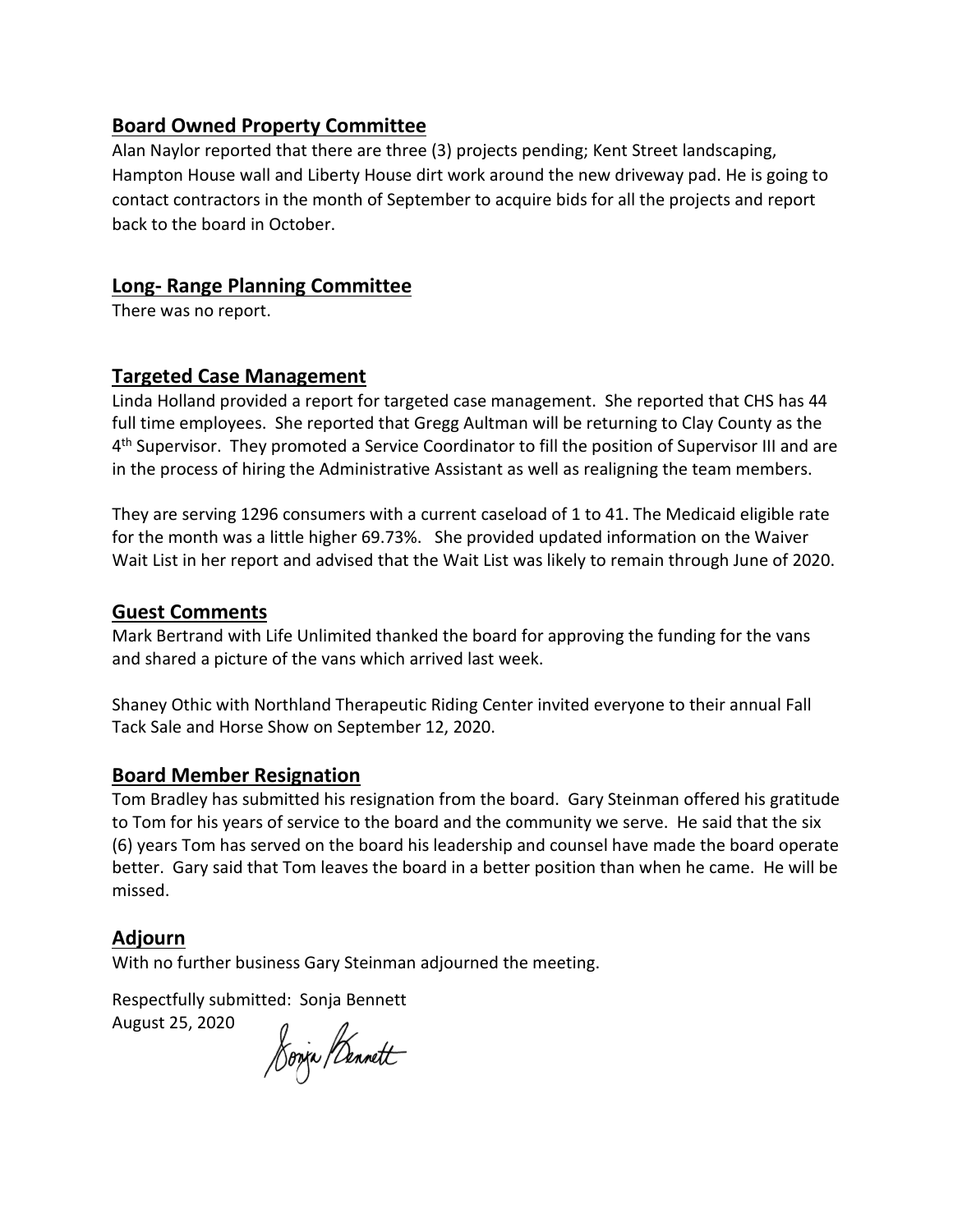## Board Owned Property Committee

Alan Naylor reported that there are three (3) projects pending; Kent Street landscaping, Hampton House wall and Liberty House dirt work around the new driveway pad. He is going to contact contractors in the month of September to acquire bids for all the projects and report back to the board in October.

## Long- Range Planning Committee

There was no report.

## Targeted Case Management

Linda Holland provided a report for targeted case management. She reported that CHS has 44 full time employees. She reported that Gregg Aultman will be returning to Clay County as the 4th Supervisor. They promoted a Service Coordinator to fill the position of Supervisor III and are in the process of hiring the Administrative Assistant as well as realigning the team members.

They are serving 1296 consumers with a current caseload of 1 to 41. The Medicaid eligible rate for the month was a little higher 69.73%. She provided updated information on the Waiver Wait List in her report and advised that the Wait List was likely to remain through June of 2020.

## Guest Comments

Mark Bertrand with Life Unlimited thanked the board for approving the funding for the vans and shared a picture of the vans which arrived last week.

Shaney Othic with Northland Therapeutic Riding Center invited everyone to their annual Fall Tack Sale and Horse Show on September 12, 2020.

## Board Member Resignation

Tom Bradley has submitted his resignation from the board. Gary Steinman offered his gratitude to Tom for his years of service to the board and the community we serve. He said that the six (6) years Tom has served on the board his leadership and counsel have made the board operate better. Gary said that Tom leaves the board in a better position than when he came. He will be missed.

## Adjourn

With no further business Gary Steinman adjourned the meeting.

Respectfully submitted: Sonja Bennett
August 25, 2020

Sonja Bennett